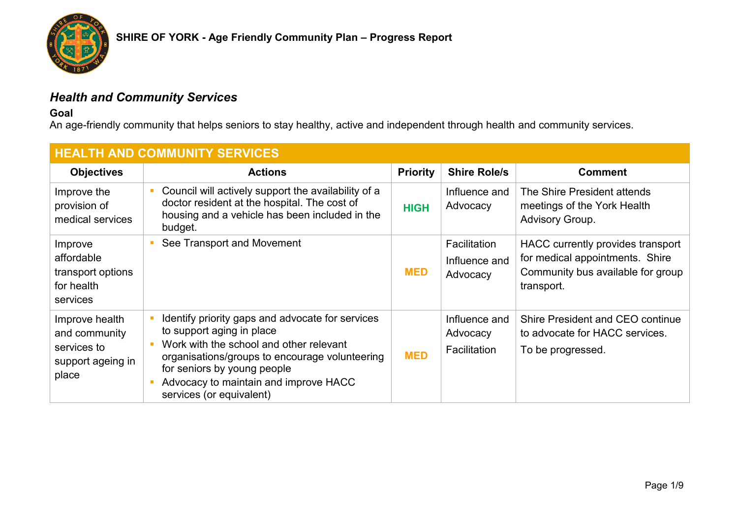# SHIRE OF YORK - Age Friendly Community Plan – Progress Report

## *Health and Community Services*

**Goal**
An age-friendly community that helps seniors to stay healthy, active and independent through health and community services.

| HEALTH AND COMMUNITY SERVICES | | | | |
|---|---|---|---|---|
| **Objectives** | **Actions** | **Priority** | **Shire Role/s** | **Comment** |
| Improve the provision of medical services | ▪ Council will actively support the availability of a doctor resident at the hospital. The cost of housing and a vehicle has been included in the budget. | **HIGH** | Influence and Advocacy | The Shire President attends meetings of the York Health Advisory Group. |
| Improve affordable transport options for health services | ▪ See Transport and Movement | **MED** | Facilitation<br>Influence and Advocacy | HACC currently provides transport for medical appointments. Shire Community bus available for group transport. |
| Improve health and community services to support ageing in place | ▪ Identify priority gaps and advocate for services to support aging in place<br>▪ Work with the school and other relevant organisations/groups to encourage volunteering for seniors by young people<br>▪ Advocacy to maintain and improve HACC services (or equivalent) | **MED** | Influence and Advocacy<br>Facilitation | Shire President and CEO continue to advocate for HACC services.<br>To be progressed. |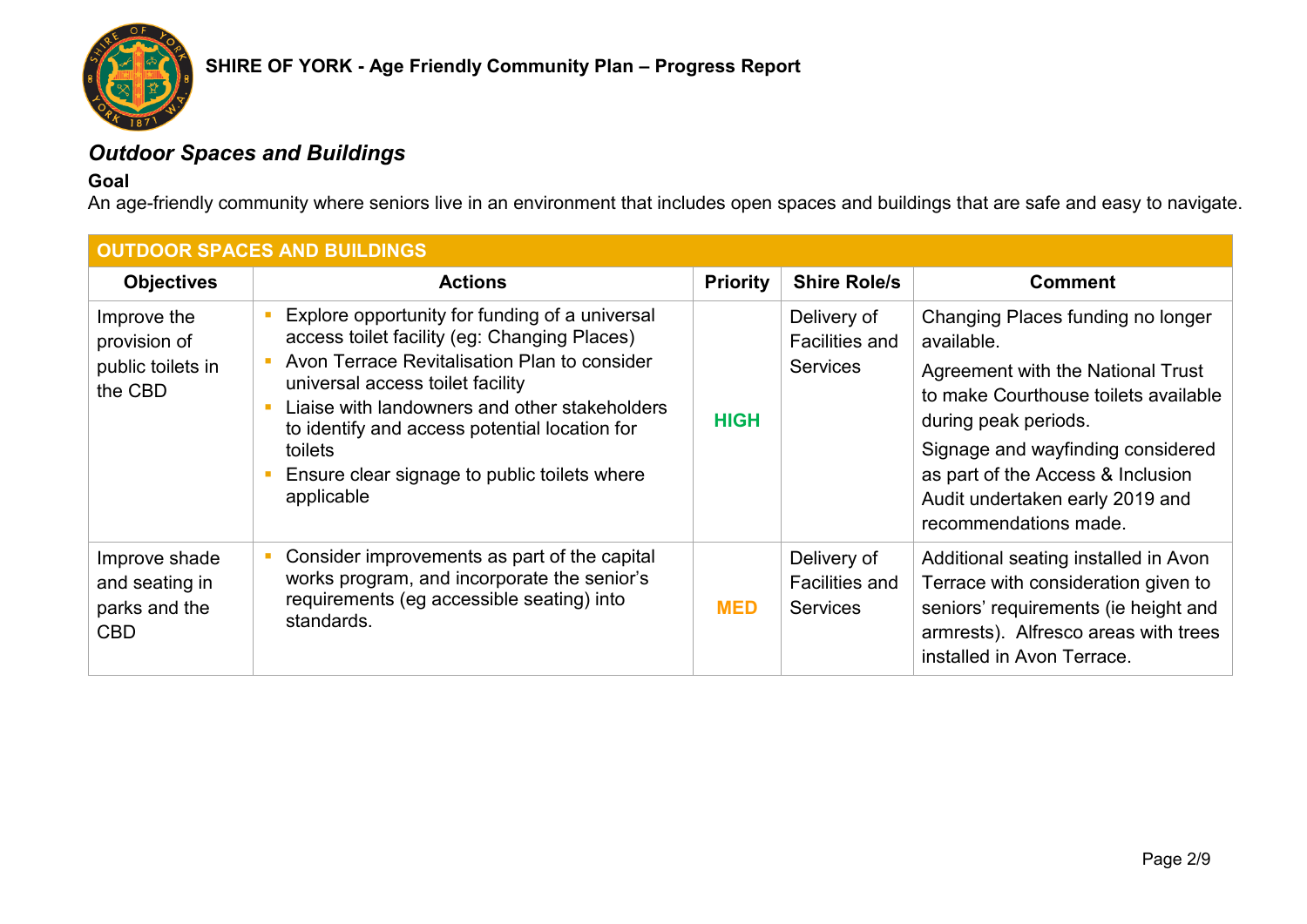## *Outdoor Spaces and Buildings*

**Goal**

An age-friendly community where seniors live in an environment that includes open spaces and buildings that are safe and easy to navigate.

| OUTDOOR SPACES AND BUILDINGS | | | | |
|---|---|---|---|---|
| **Objectives** | **Actions** | **Priority** | **Shire Role/s** | **Comment** |
| Improve the provision of public toilets in the CBD | ▪ Explore opportunity for funding of a universal access toilet facility (eg: Changing Places)<br>▪ Avon Terrace Revitalisation Plan to consider universal access toilet facility<br>▪ Liaise with landowners and other stakeholders to identify and access potential location for toilets<br>▪ Ensure clear signage to public toilets where applicable | **HIGH** | Delivery of Facilities and Services | Changing Places funding no longer available.<br>Agreement with the National Trust to make Courthouse toilets available during peak periods.<br>Signage and wayfinding considered as part of the Access & Inclusion Audit undertaken early 2019 and recommendations made. |
| Improve shade and seating in parks and the CBD | ▪ Consider improvements as part of the capital works program, and incorporate the senior's requirements (eg accessible seating) into standards. | **MED** | Delivery of Facilities and Services | Additional seating installed in Avon Terrace with consideration given to seniors' requirements (ie height and armrests). Alfresco areas with trees installed in Avon Terrace. |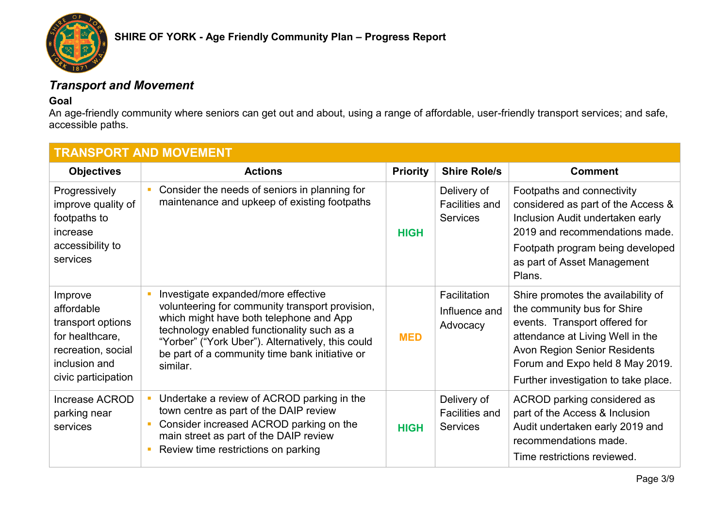## *Transport and Movement*

**Goal**

An age-friendly community where seniors can get out and about, using a range of affordable, user-friendly transport services; and safe, accessible paths.

| TRANSPORT AND MOVEMENT | | | | |
|---|---|---|---|---|
| **Objectives** | **Actions** | **Priority** | **Shire Role/s** | **Comment** |
| Progressively improve quality of footpaths to increase accessibility to services | ▪ Consider the needs of seniors in planning for maintenance and upkeep of existing footpaths | **HIGH** | Delivery of Facilities and Services | Footpaths and connectivity considered as part of the Access & Inclusion Audit undertaken early 2019 and recommendations made.<br>Footpath program being developed as part of Asset Management Plans. |
| Improve affordable transport options for healthcare, recreation, social inclusion and civic participation | ▪ Investigate expanded/more effective volunteering for community transport provision, which might have both telephone and App technology enabled functionality such as a "Yorber" ("York Uber"). Alternatively, this could be part of a community time bank initiative or similar. | **MED** | Facilitation<br>Influence and Advocacy | Shire promotes the availability of the community bus for Shire events. Transport offered for attendance at Living Well in the Avon Region Senior Residents Forum and Expo held 8 May 2019.<br>Further investigation to take place. |
| Increase ACROD parking near services | ▪ Undertake a review of ACROD parking in the town centre as part of the DAIP review<br>▪ Consider increased ACROD parking on the main street as part of the DAIP review<br>▪ Review time restrictions on parking | **HIGH** | Delivery of Facilities and Services | ACROD parking considered as part of the Access & Inclusion Audit undertaken early 2019 and recommendations made.<br>Time restrictions reviewed. |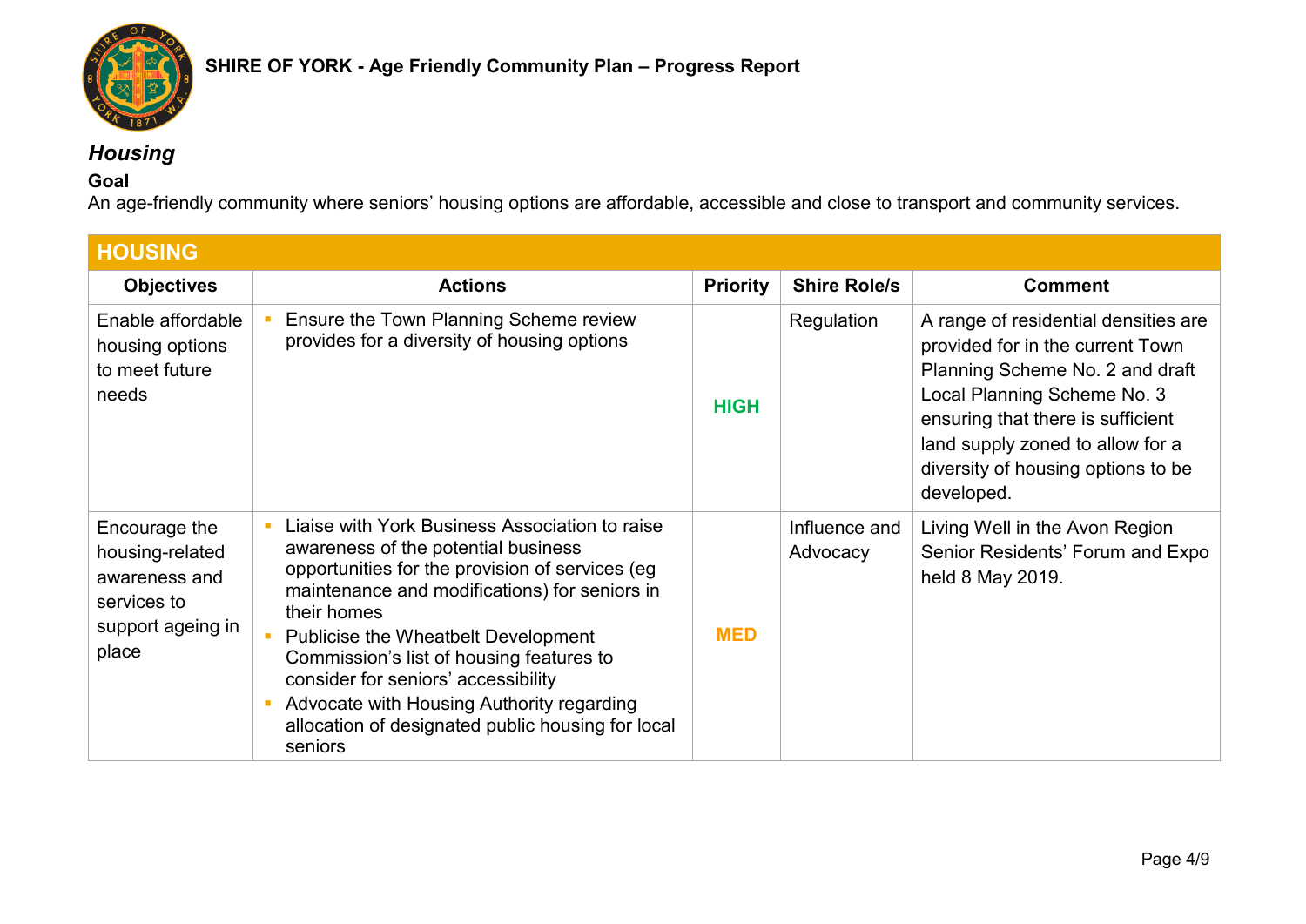## *Housing*

**Goal**

An age-friendly community where seniors' housing options are affordable, accessible and close to transport and community services.

| HOUSING | | | | |
|---|---|---|---|---|
| **Objectives** | **Actions** | **Priority** | **Shire Role/s** | **Comment** |
| Enable affordable housing options to meet future needs | - Ensure the Town Planning Scheme review provides for a diversity of housing options | **HIGH** | Regulation | A range of residential densities are provided for in the current Town Planning Scheme No. 2 and draft Local Planning Scheme No. 3 ensuring that there is sufficient land supply zoned to allow for a diversity of housing options to be developed. |
| Encourage the housing-related awareness and services to support ageing in place | - Liaise with York Business Association to raise awareness of the potential business opportunities for the provision of services (eg maintenance and modifications) for seniors in their homes<br>- Publicise the Wheatbelt Development Commission's list of housing features to consider for seniors' accessibility<br>- Advocate with Housing Authority regarding allocation of designated public housing for local seniors | **MED** | Influence and Advocacy | Living Well in the Avon Region Senior Residents' Forum and Expo held 8 May 2019. |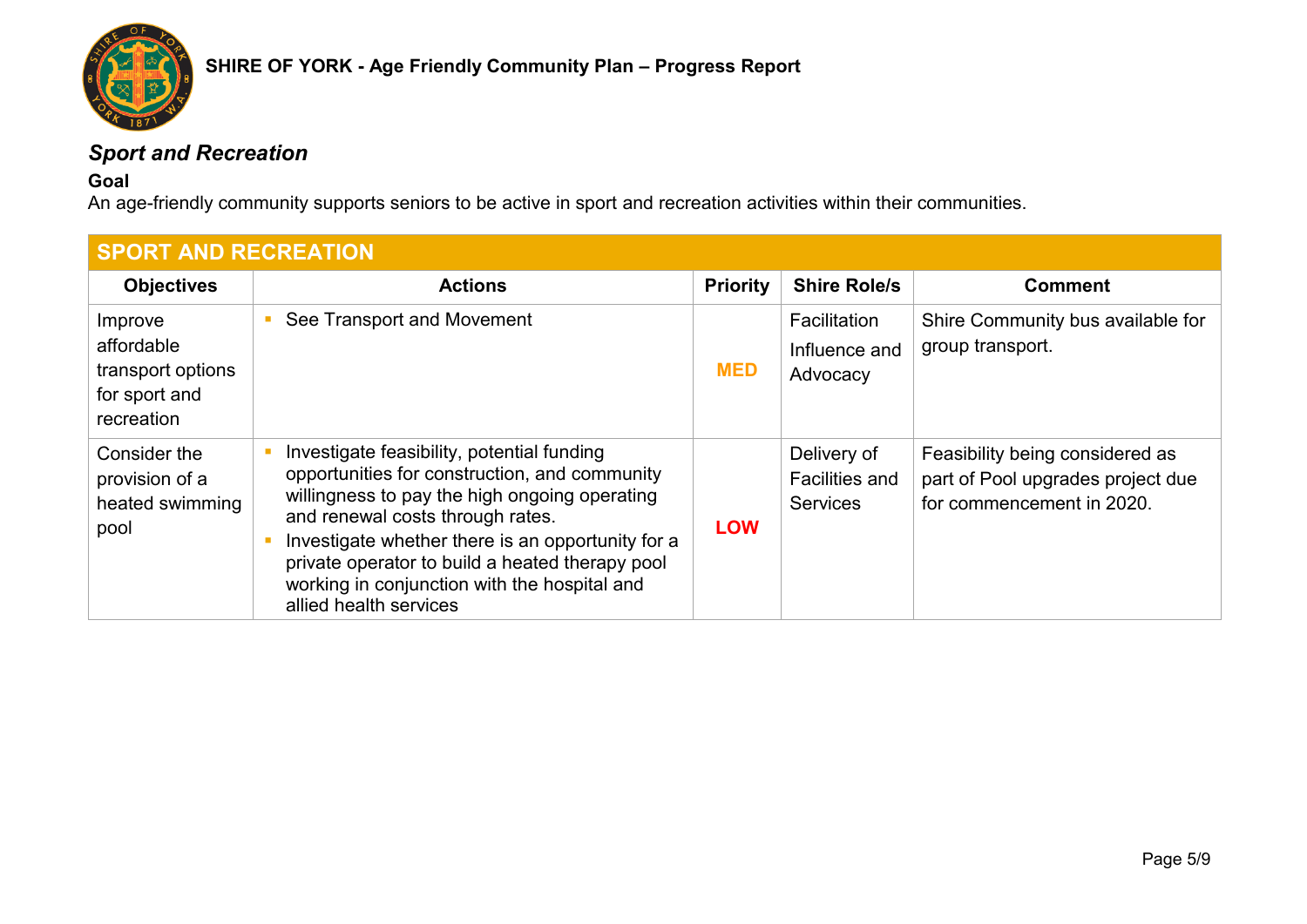## *Sport and Recreation*

**Goal**

An age-friendly community supports seniors to be active in sport and recreation activities within their communities.

| SPORT AND RECREATION | | | | |
|---|---|---|---|---|
| **Objectives** | **Actions** | **Priority** | **Shire Role/s** | **Comment** |
| Improve affordable transport options for sport and recreation | ▪ See Transport and Movement | **MED** | Facilitation<br>Influence and Advocacy | Shire Community bus available for group transport. |
| Consider the provision of a heated swimming pool | ▪ Investigate feasibility, potential funding opportunities for construction, and community willingness to pay the high ongoing operating and renewal costs through rates.<br>▪ Investigate whether there is an opportunity for a private operator to build a heated therapy pool working in conjunction with the hospital and allied health services | **LOW** | Delivery of Facilities and Services | Feasibility being considered as part of Pool upgrades project due for commencement in 2020. |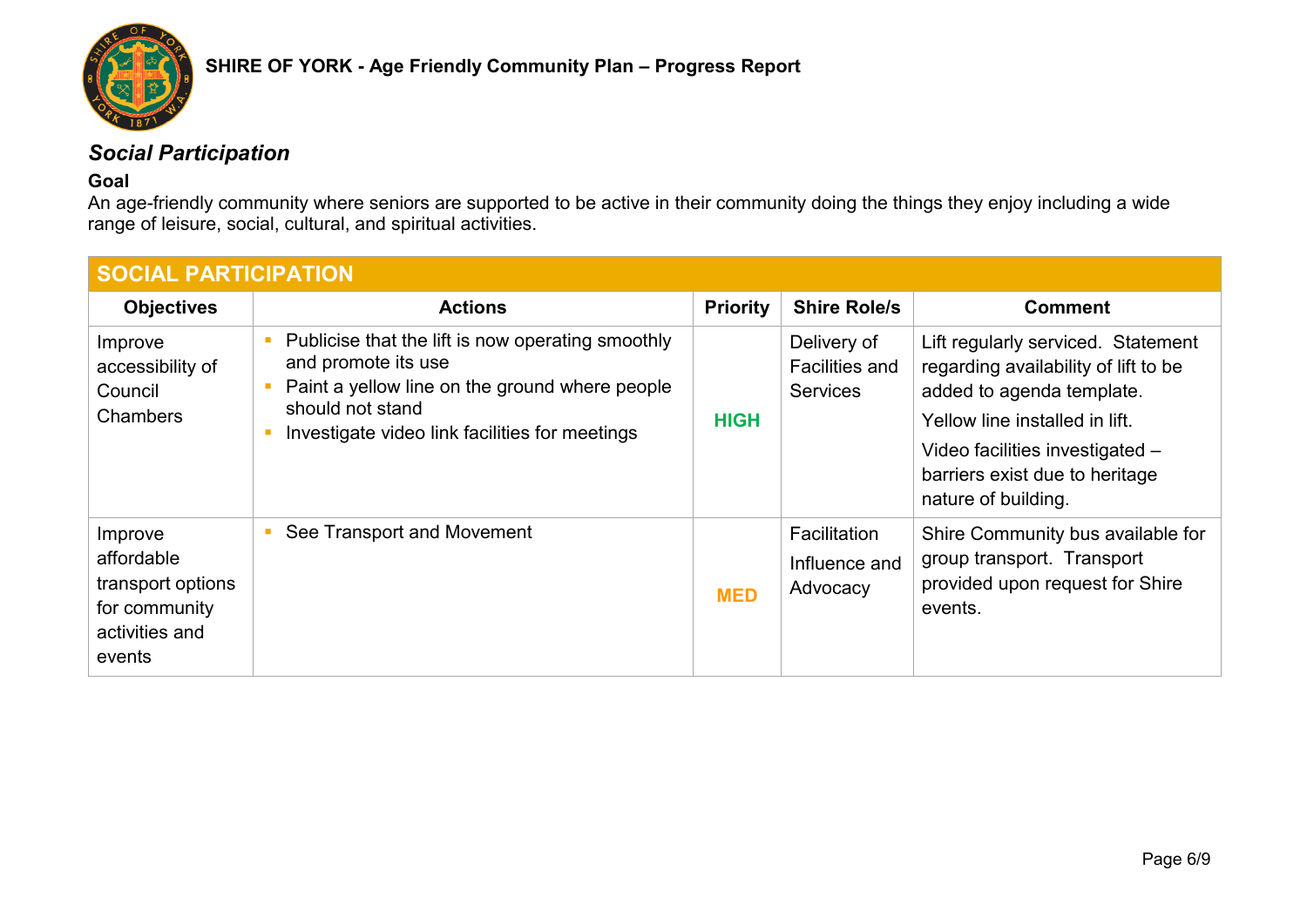## *Social Participation*

**Goal**

An age-friendly community where seniors are supported to be active in their community doing the things they enjoy including a wide range of leisure, social, cultural, and spiritual activities.

| **SOCIAL PARTICIPATION** | | | | |
|---|---|---|---|---|
| **Objectives** | **Actions** | **Priority** | **Shire Role/s** | **Comment** |
| Improve accessibility of Council Chambers | • Publicise that the lift is now operating smoothly and promote its use<br>• Paint a yellow line on the ground where people should not stand<br>• Investigate video link facilities for meetings | **HIGH** | Delivery of Facilities and Services | Lift regularly serviced. Statement regarding availability of lift to be added to agenda template.<br>Yellow line installed in lift.<br>Video facilities investigated – barriers exist due to heritage nature of building. |
| Improve affordable transport options for community activities and events | • See Transport and Movement | **MED** | Facilitation<br>Influence and Advocacy | Shire Community bus available for group transport. Transport provided upon request for Shire events. |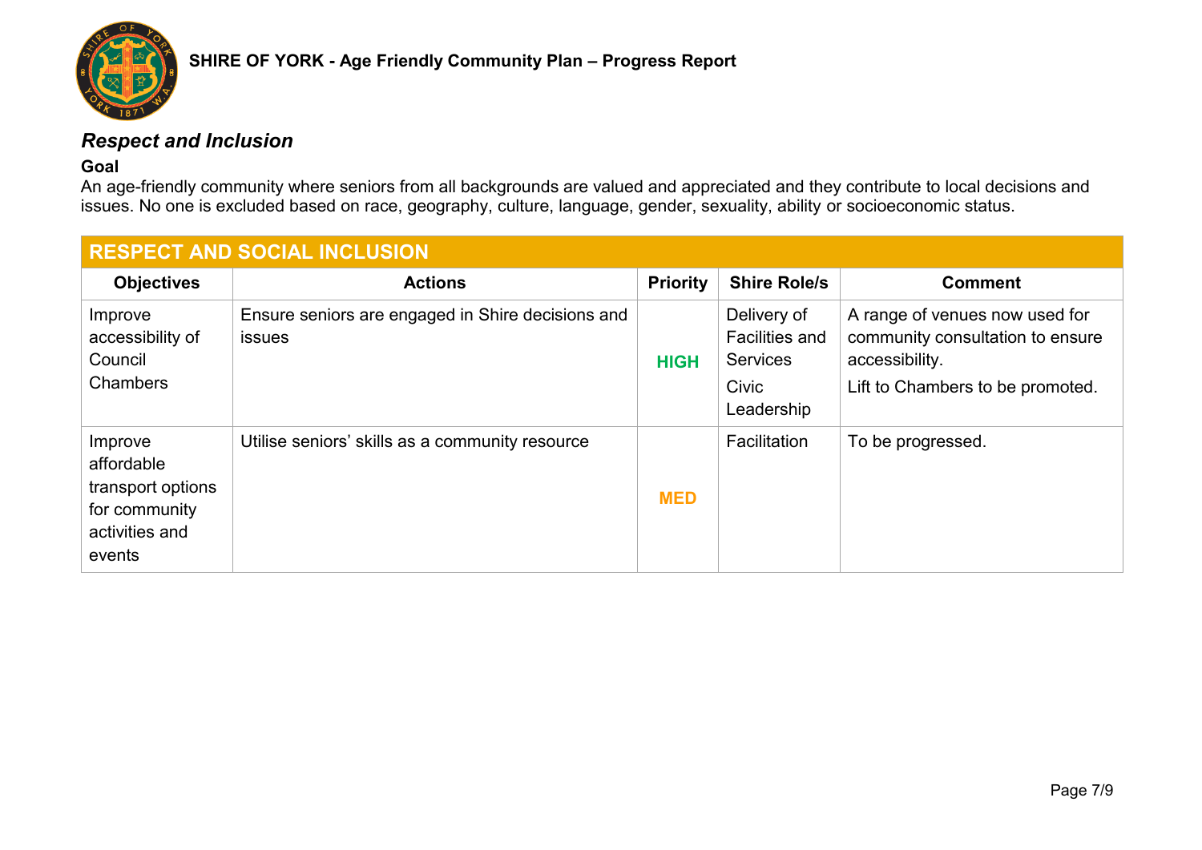## *Respect and Inclusion*

**Goal**

An age-friendly community where seniors from all backgrounds are valued and appreciated and they contribute to local decisions and issues. No one is excluded based on race, geography, culture, language, gender, sexuality, ability or socioeconomic status.

| RESPECT AND SOCIAL INCLUSION | | | | |
|---|---|---|---|---|
| **Objectives** | **Actions** | **Priority** | **Shire Role/s** | **Comment** |
| Improve accessibility of Council Chambers | Ensure seniors are engaged in Shire decisions and issues | **HIGH** | Delivery of Facilities and Services<br><br>Civic Leadership | A range of venues now used for community consultation to ensure accessibility.<br><br>Lift to Chambers to be promoted. |
| Improve affordable transport options for community activities and events | Utilise seniors' skills as a community resource | **MED** | Facilitation | To be progressed. |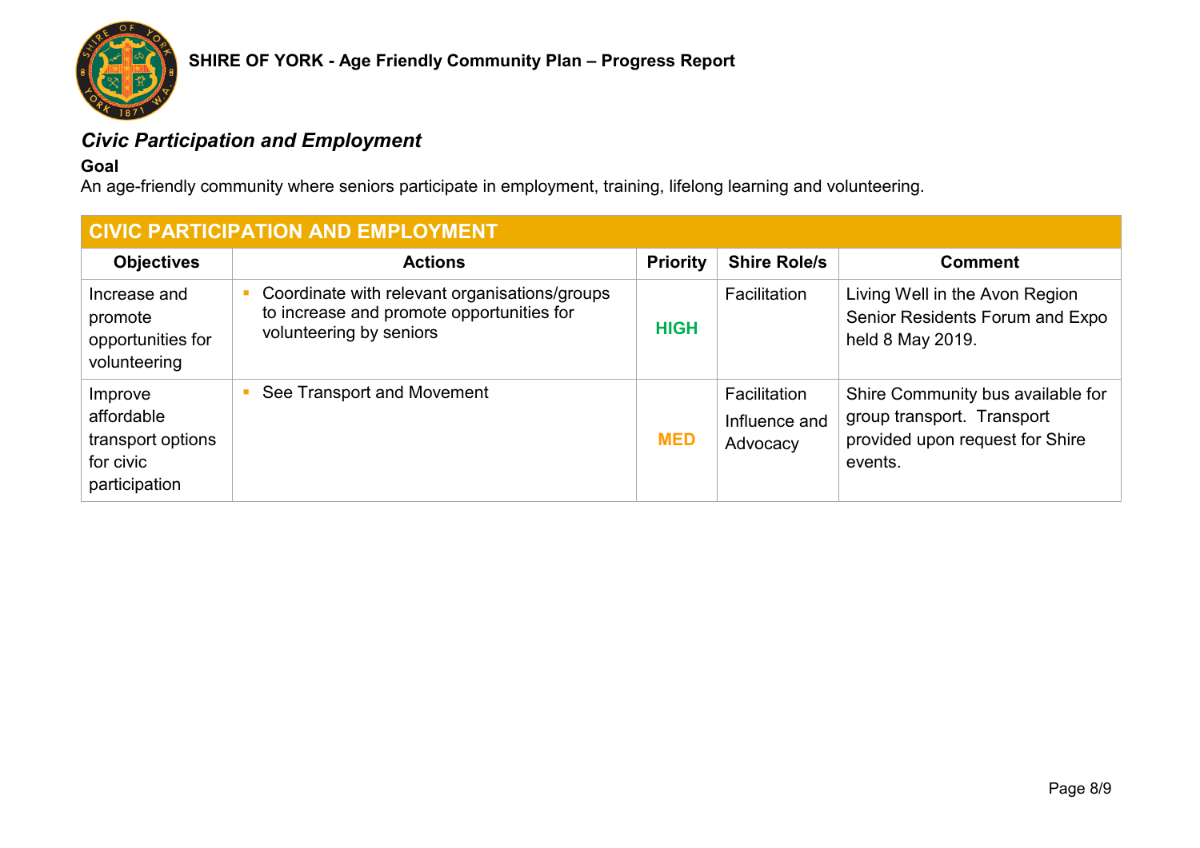## *Civic Participation and Employment*

**Goal**

An age-friendly community where seniors participate in employment, training, lifelong learning and volunteering.

| CIVIC PARTICIPATION AND EMPLOYMENT | | | | |
|---|---|---|---|---|
| **Objectives** | **Actions** | **Priority** | **Shire Role/s** | **Comment** |
| Increase and promote opportunities for volunteering | ▪ Coordinate with relevant organisations/groups to increase and promote opportunities for volunteering by seniors | **HIGH** | Facilitation | Living Well in the Avon Region Senior Residents Forum and Expo held 8 May 2019. |
| Improve affordable transport options for civic participation | ▪ See Transport and Movement | **MED** | Facilitation<br>Influence and Advocacy | Shire Community bus available for group transport. Transport provided upon request for Shire events. |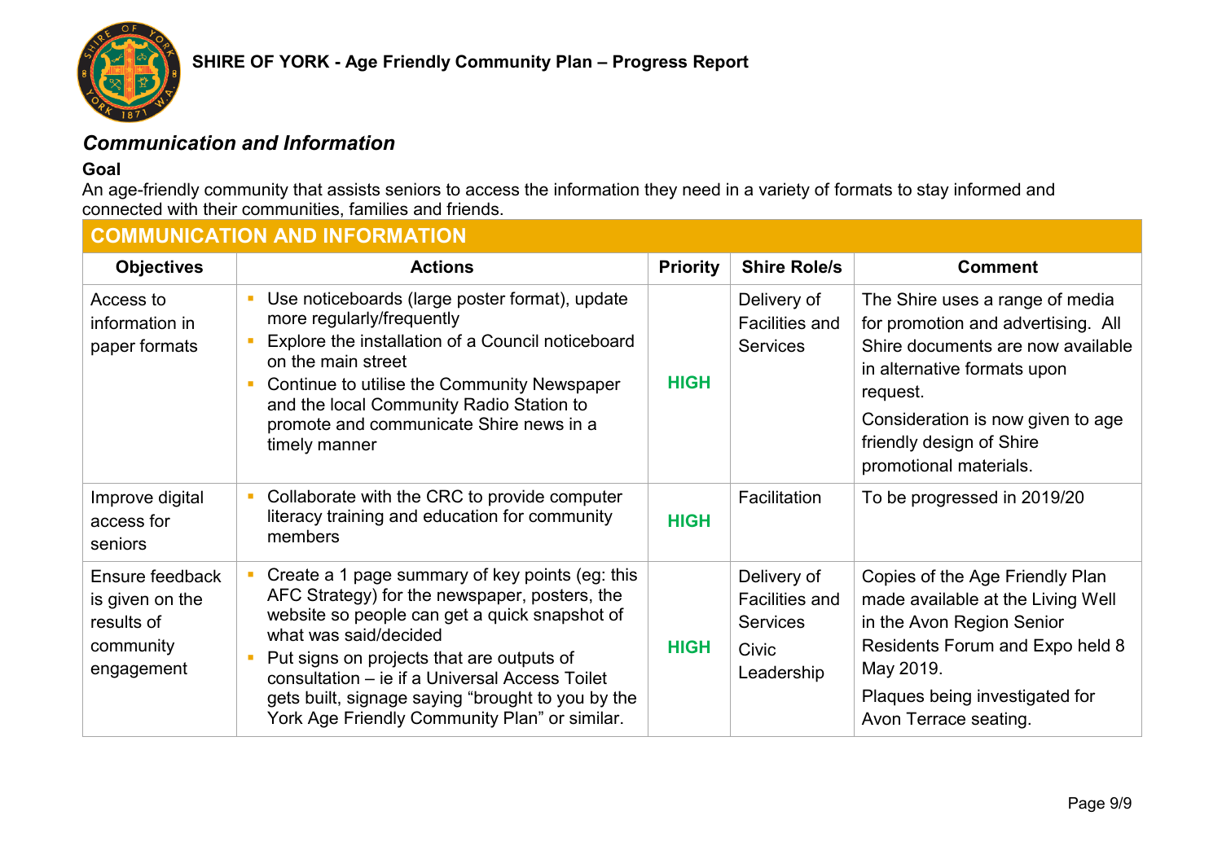## *Communication and Information*

**Goal**

An age-friendly community that assists seniors to access the information they need in a variety of formats to stay informed and connected with their communities, families and friends.

**COMMUNICATION AND INFORMATION**

| Objectives | Actions | Priority | Shire Role/s | Comment |
|---|---|---|---|---|
| Access to information in paper formats | ▪ Use noticeboards (large poster format), update more regularly/frequently<br>▪ Explore the installation of a Council noticeboard on the main street<br>▪ Continue to utilise the Community Newspaper and the local Community Radio Station to promote and communicate Shire news in a timely manner | **HIGH** | Delivery of Facilities and Services | The Shire uses a range of media for promotion and advertising. All Shire documents are now available in alternative formats upon request.<br>Consideration is now given to age friendly design of Shire promotional materials. |
| Improve digital access for seniors | ▪ Collaborate with the CRC to provide computer literacy training and education for community members | **HIGH** | Facilitation | To be progressed in 2019/20 |
| Ensure feedback is given on the results of community engagement | ▪ Create a 1 page summary of key points (eg: this AFC Strategy) for the newspaper, posters, the website so people can get a quick snapshot of what was said/decided<br>▪ Put signs on projects that are outputs of consultation – ie if a Universal Access Toilet gets built, signage saying "brought to you by the York Age Friendly Community Plan" or similar. | **HIGH** | Delivery of Facilities and Services<br>Civic Leadership | Copies of the Age Friendly Plan made available at the Living Well in the Avon Region Senior Residents Forum and Expo held 8 May 2019.<br>Plaques being investigated for Avon Terrace seating. |